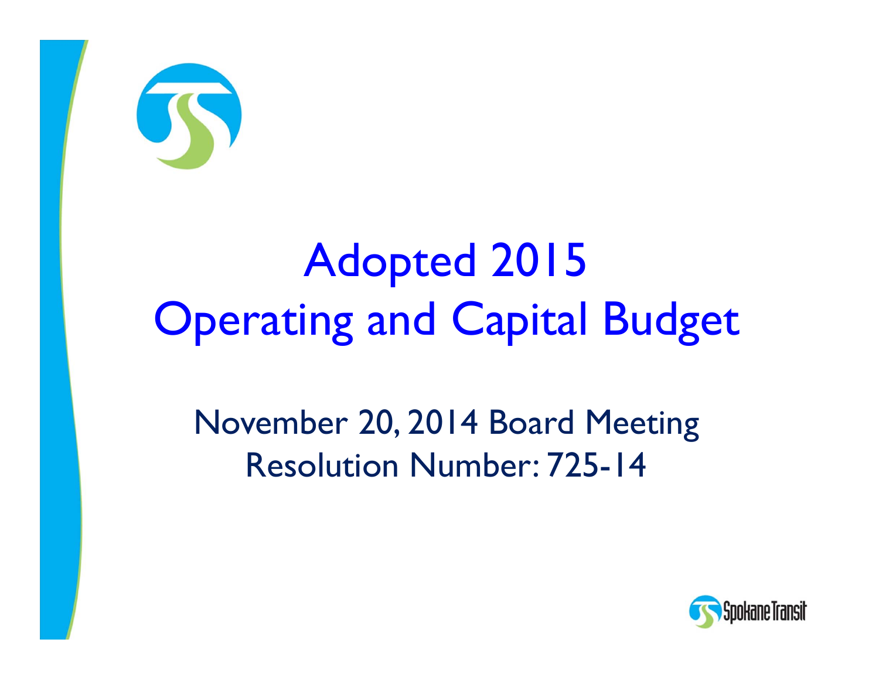# Adopted 2015 Operating and Capital Budget

November 20, 2014 Board Meeting
Resolution Number: 725-14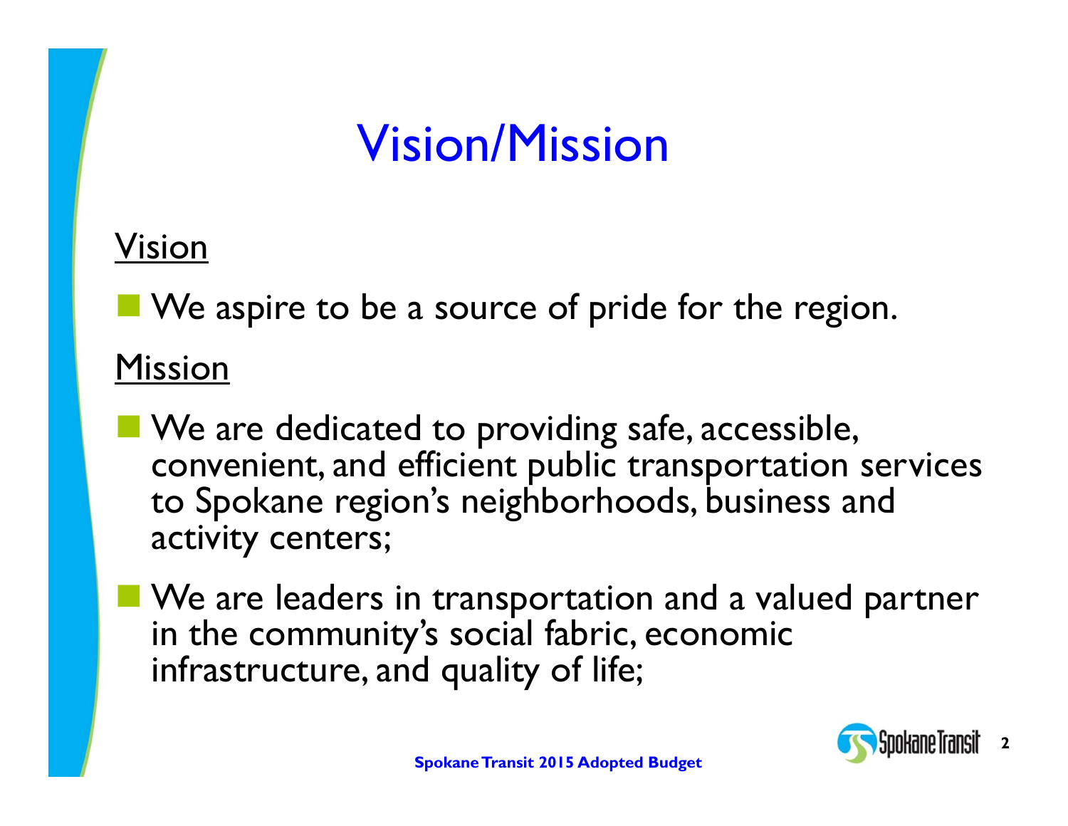# Vision/Mission

## Vision

- We aspire to be a source of pride for the region.

## Mission

- We are dedicated to providing safe, accessible, convenient, and efficient public transportation services to Spokane region's neighborhoods, business and activity centers;
- We are leaders in transportation and a valued partner in the community's social fabric, economic infrastructure, and quality of life;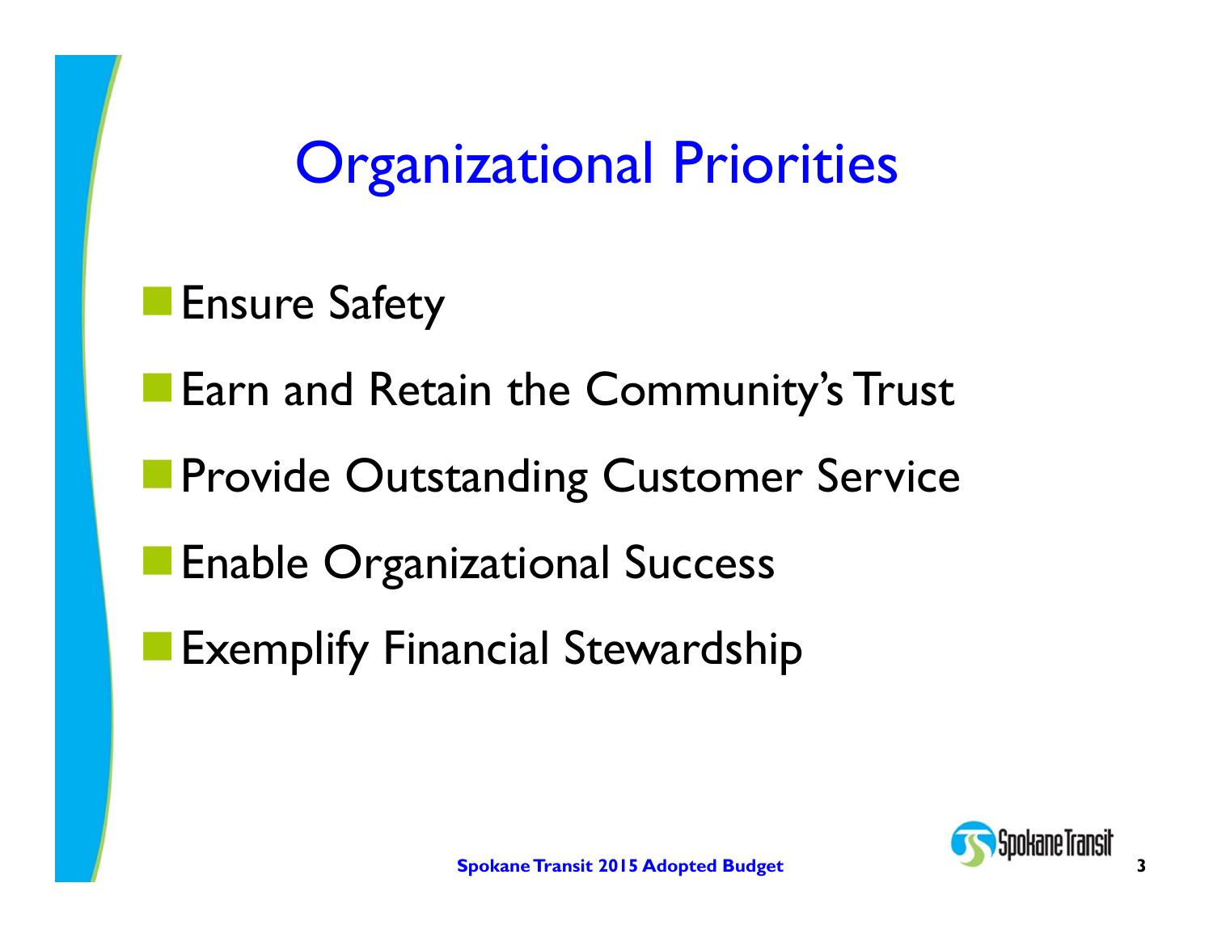# Organizational Priorities

- Ensure Safety
- Earn and Retain the Community's Trust
- Provide Outstanding Customer Service
- Enable Organizational Success
- Exemplify Financial Stewardship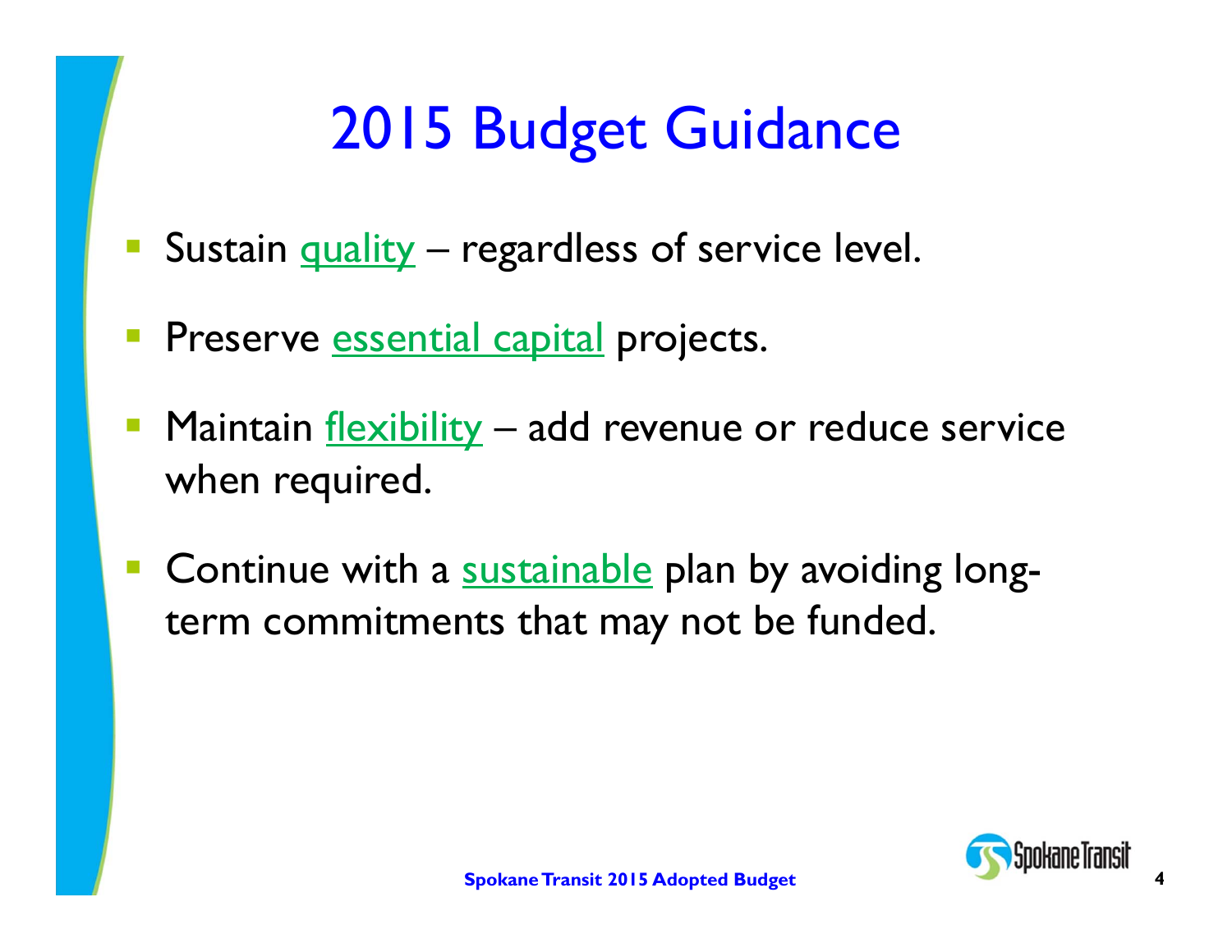# 2015 Budget Guidance

- Sustain quality – regardless of service level.
- Preserve essential capital projects.
- Maintain flexibility – add revenue or reduce service when required.
- Continue with a sustainable plan by avoiding long-term commitments that may not be funded.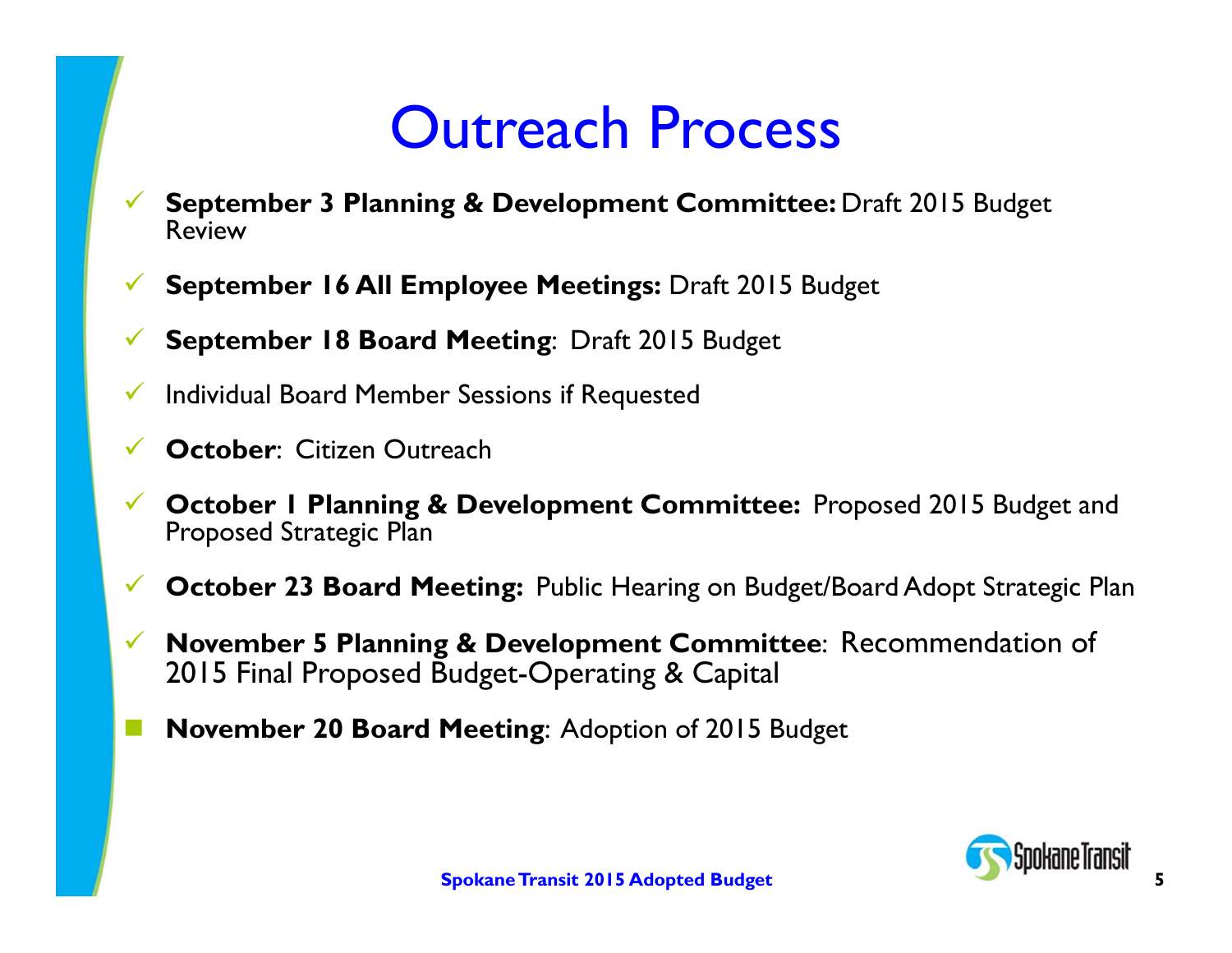# Outreach Process

- ✓ **September 3 Planning & Development Committee:** Draft 2015 Budget Review
- ✓ **September 16 All Employee Meetings:** Draft 2015 Budget
- ✓ **September 18 Board Meeting**: Draft 2015 Budget
- ✓ Individual Board Member Sessions if Requested
- ✓ **October**: Citizen Outreach
- ✓ **October 1 Planning & Development Committee:** Proposed 2015 Budget and Proposed Strategic Plan
- ✓ **October 23 Board Meeting:** Public Hearing on Budget/Board Adopt Strategic Plan
- ✓ **November 5 Planning & Development Committee**: Recommendation of 2015 Final Proposed Budget-Operating & Capital
- **November 20 Board Meeting**: Adoption of 2015 Budget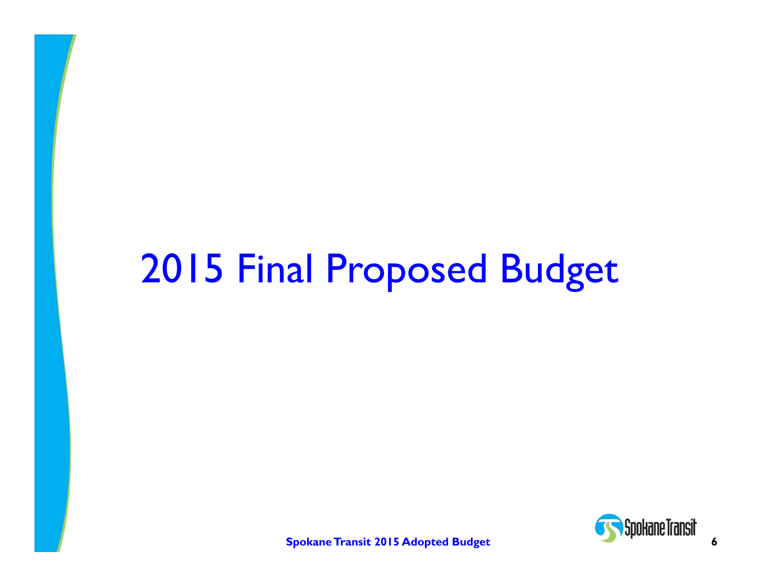# 2015 Final Proposed Budget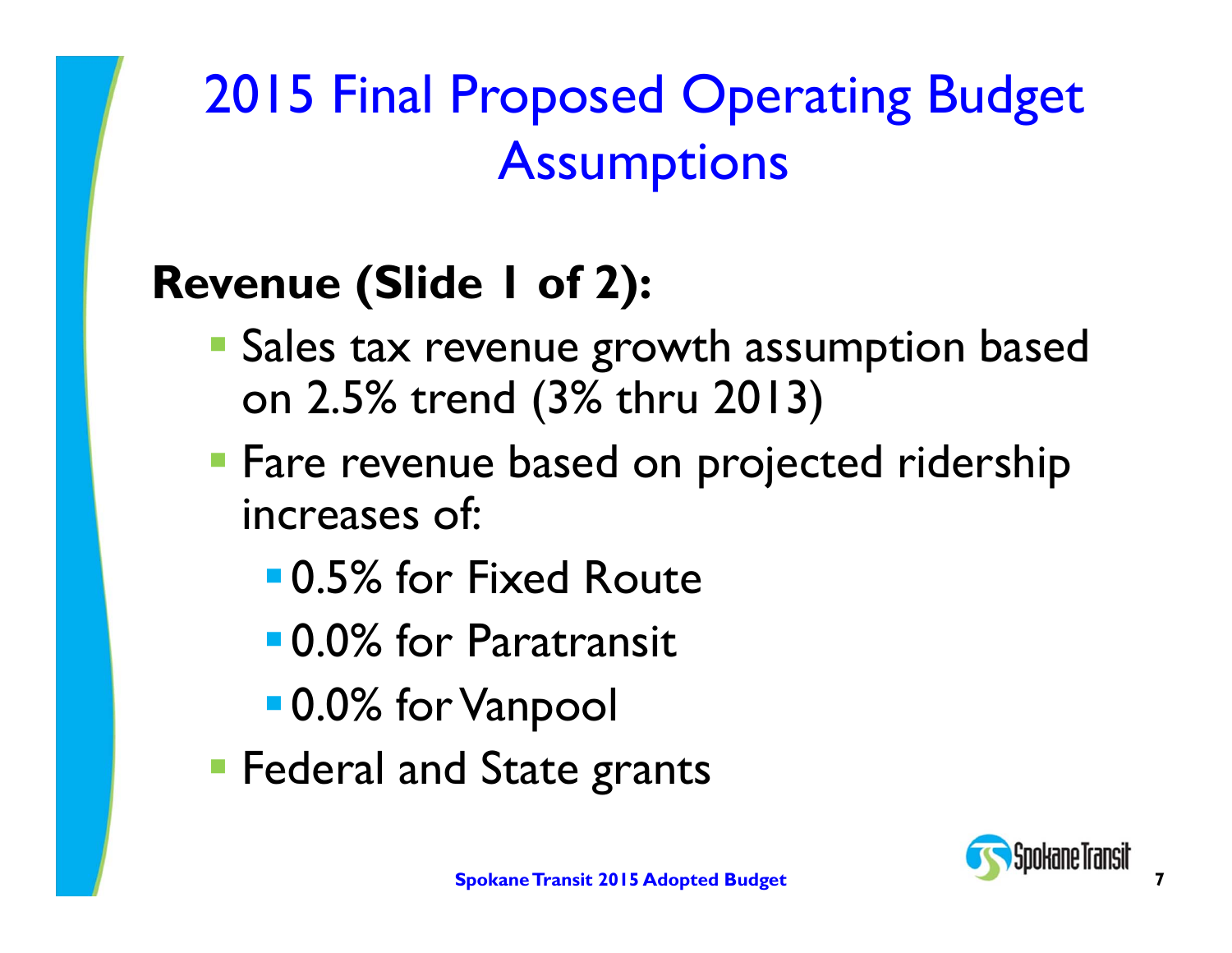# 2015 Final Proposed Operating Budget Assumptions

**Revenue (Slide 1 of 2):**

- Sales tax revenue growth assumption based on 2.5% trend (3% thru 2013)
- Fare revenue based on projected ridership increases of:
  - 0.5% for Fixed Route
  - 0.0% for Paratransit
  - 0.0% for Vanpool
- Federal and State grants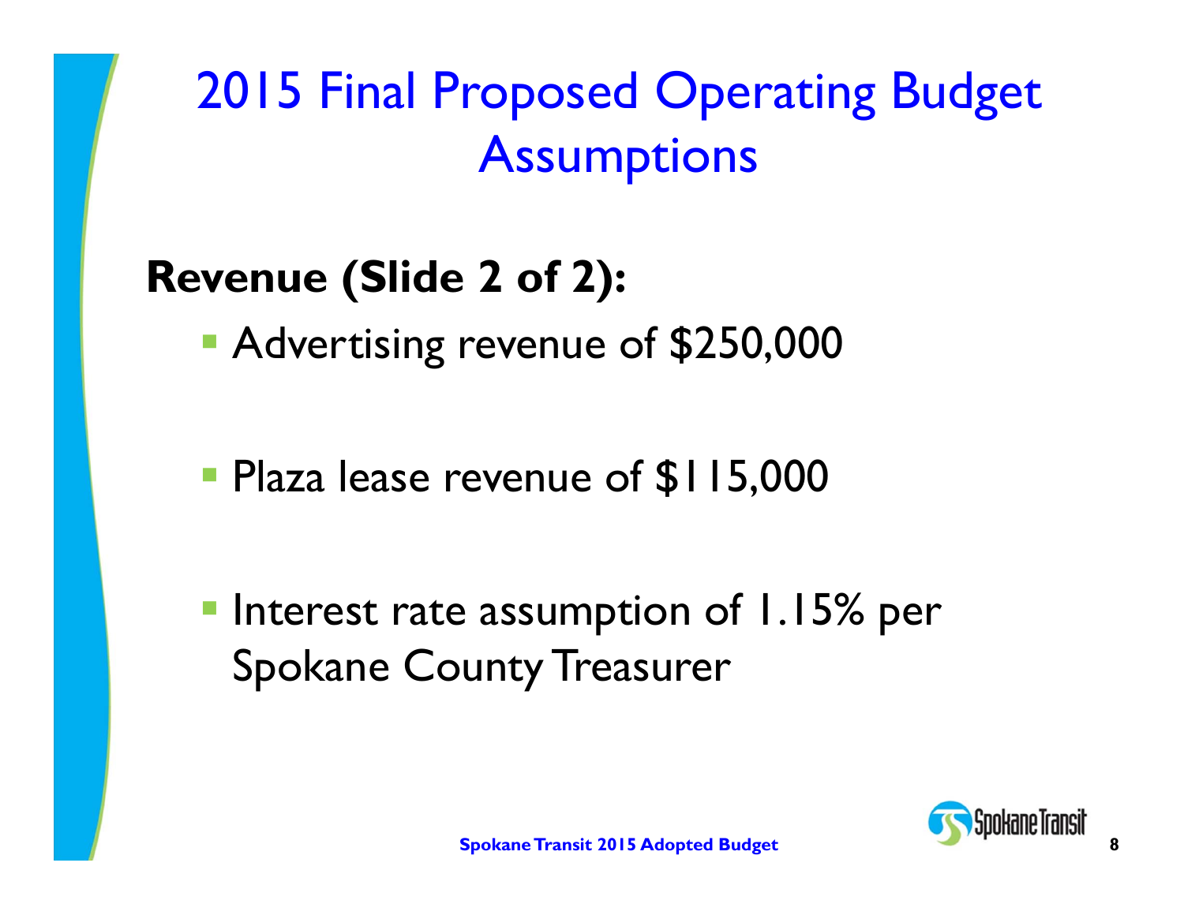# 2015 Final Proposed Operating Budget Assumptions

**Revenue (Slide 2 of 2):**

- Advertising revenue of $250,000
- Plaza lease revenue of $115,000
- Interest rate assumption of 1.15% per Spokane County Treasurer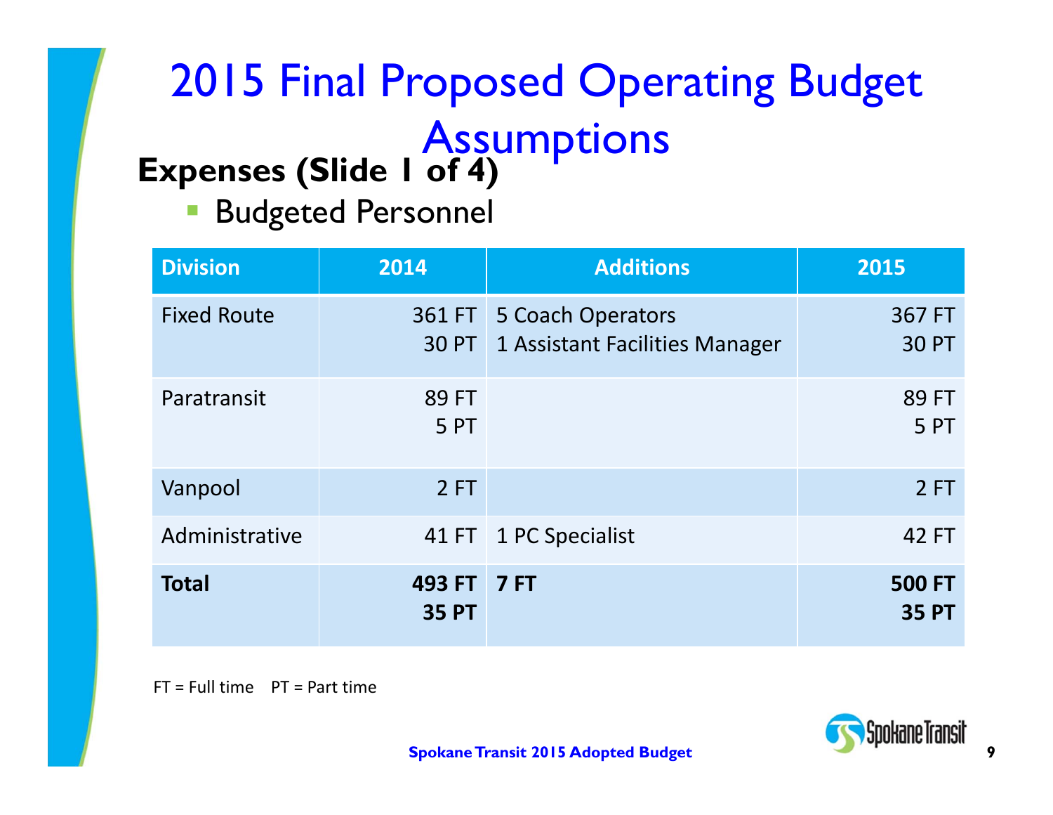# 2015 Final Proposed Operating Budget Assumptions

## Expenses (Slide 1 of 4)

- Budgeted Personnel

| Division | 2014 | Additions | 2015 |
|---|---|---|---|
| Fixed Route | 361 FT<br>30 PT | 5 Coach Operators<br>1 Assistant Facilities Manager | 367 FT<br>30 PT |
| Paratransit | 89 FT<br>5 PT | | 89 FT<br>5 PT |
| Vanpool | 2 FT | | 2 FT |
| Administrative | 41 FT | 1 PC Specialist | 42 FT |
| **Total** | **493 FT<br>35 PT** | **7 FT** | **500 FT<br>35 PT** |

FT = Full time PT = Part time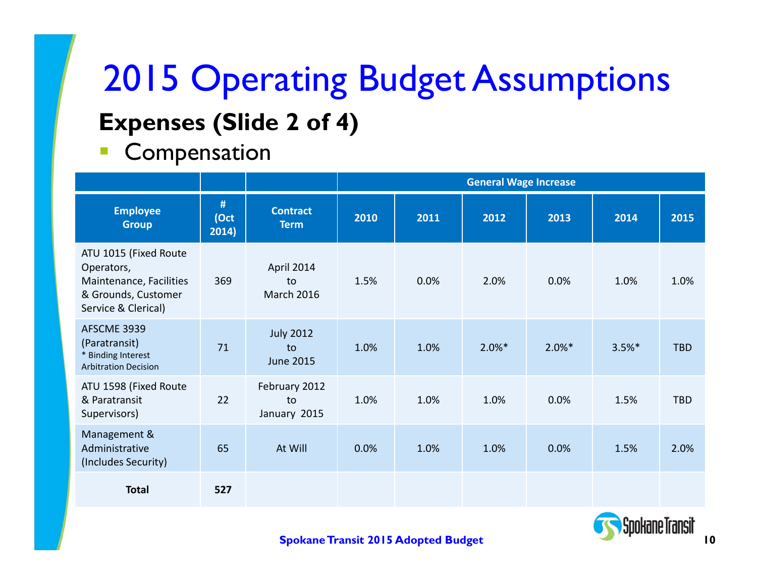# 2015 Operating Budget Assumptions

## Expenses (Slide 2 of 4)

- Compensation

| | | | General Wage Increase | | | | | |
|---|---|---|---|---|---|---|---|---|
| **Employee Group** | **# (Oct 2014)** | **Contract Term** | **2010** | **2011** | **2012** | **2013** | **2014** | **2015** |
| ATU 1015 (Fixed Route Operators, Maintenance, Facilities & Grounds, Customer Service & Clerical) | 369 | April 2014 to March 2016 | 1.5% | 0.0% | 2.0% | 0.0% | 1.0% | 1.0% |
| AFSCME 3939 (Paratransit) * Binding Interest Arbitration Decision | 71 | July 2012 to June 2015 | 1.0% | 1.0% | 2.0%* | 2.0%* | 3.5%* | TBD |
| ATU 1598 (Fixed Route & Paratransit Supervisors) | 22 | February 2012 to January 2015 | 1.0% | 1.0% | 1.0% | 0.0% | 1.5% | TBD |
| Management & Administrative (Includes Security) | 65 | At Will | 0.0% | 1.0% | 1.0% | 0.0% | 1.5% | 2.0% |
| **Total** | **527** | | | | | | | |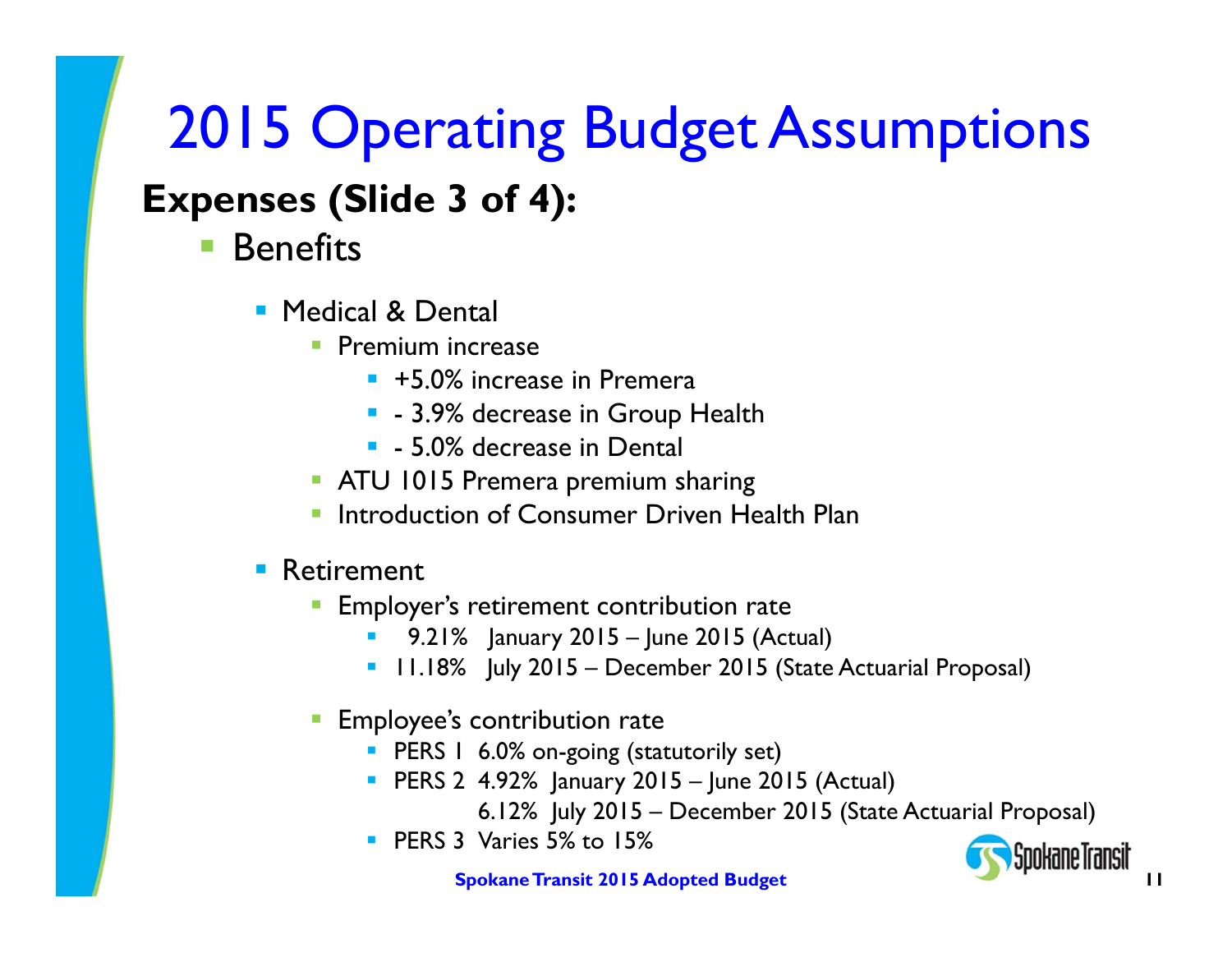# 2015 Operating Budget Assumptions

## Expenses (Slide 3 of 4):

- Benefits
  - Medical & Dental
    - Premium increase
      - +5.0% increase in Premera
      - - 3.9% decrease in Group Health
      - - 5.0% decrease in Dental
    - ATU 1015 Premera premium sharing
    - Introduction of Consumer Driven Health Plan
  - Retirement
    - Employer's retirement contribution rate
      - 9.21% January 2015 – June 2015 (Actual)
      - 11.18% July 2015 – December 2015 (State Actuarial Proposal)
    - Employee's contribution rate
      - PERS 1 6.0% on-going (statutorily set)
      - PERS 2 4.92% January 2015 – June 2015 (Actual)
        6.12% July 2015 – December 2015 (State Actuarial Proposal)
      - PERS 3 Varies 5% to 15%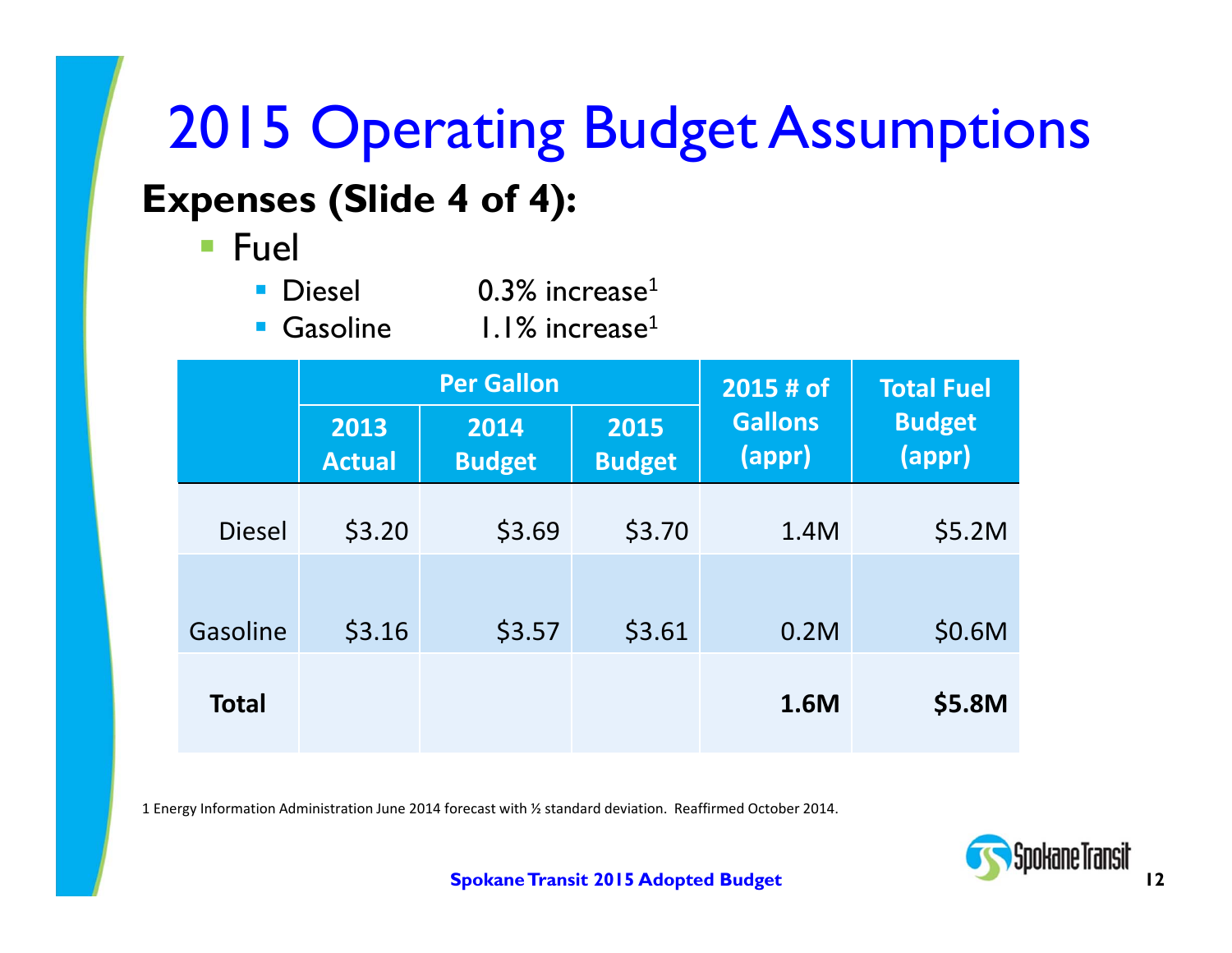# 2015 Operating Budget Assumptions

## Expenses (Slide 4 of 4):

- Fuel
  - Diesel 0.3% increase[1]
  - Gasoline 1.1% increase[1]

| | Per Gallon | | | 2015 # of Gallons (appr) | Total Fuel Budget (appr) |
|---|---|---|---|---|---|
| | 2013 Actual | 2014 Budget | 2015 Budget | | |
| Diesel | $3.20 | $3.69 | $3.70 | 1.4M | $5.2M |
| Gasoline | $3.16 | $3.57 | $3.61 | 0.2M | $0.6M |
| **Total** | | | | **1.6M** | **$5.8M** |

1 Energy Information Administration June 2014 forecast with ½ standard deviation. Reaffirmed October 2014.

**Spokane Transit 2015 Adopted Budget**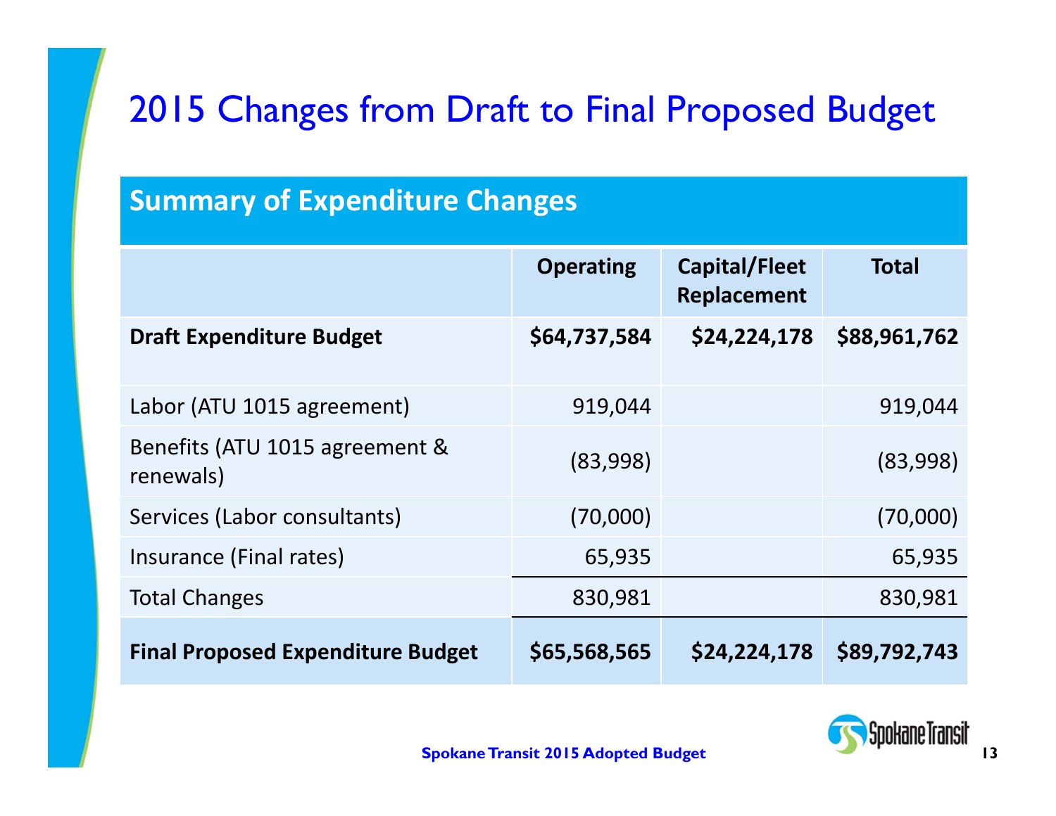# 2015 Changes from Draft to Final Proposed Budget

## Summary of Expenditure Changes

| | Operating | Capital/Fleet Replacement | Total |
|---|---|---|---|
| **Draft Expenditure Budget** | **$64,737,584** | **$24,224,178** | **$88,961,762** |
| Labor (ATU 1015 agreement) | 919,044 | | 919,044 |
| Benefits (ATU 1015 agreement & renewals) | (83,998) | | (83,998) |
| Services (Labor consultants) | (70,000) | | (70,000) |
| Insurance (Final rates) | 65,935 | | 65,935 |
| Total Changes | 830,981 | | 830,981 |
| **Final Proposed Expenditure Budget** | **$65,568,565** | **$24,224,178** | **$89,792,743** |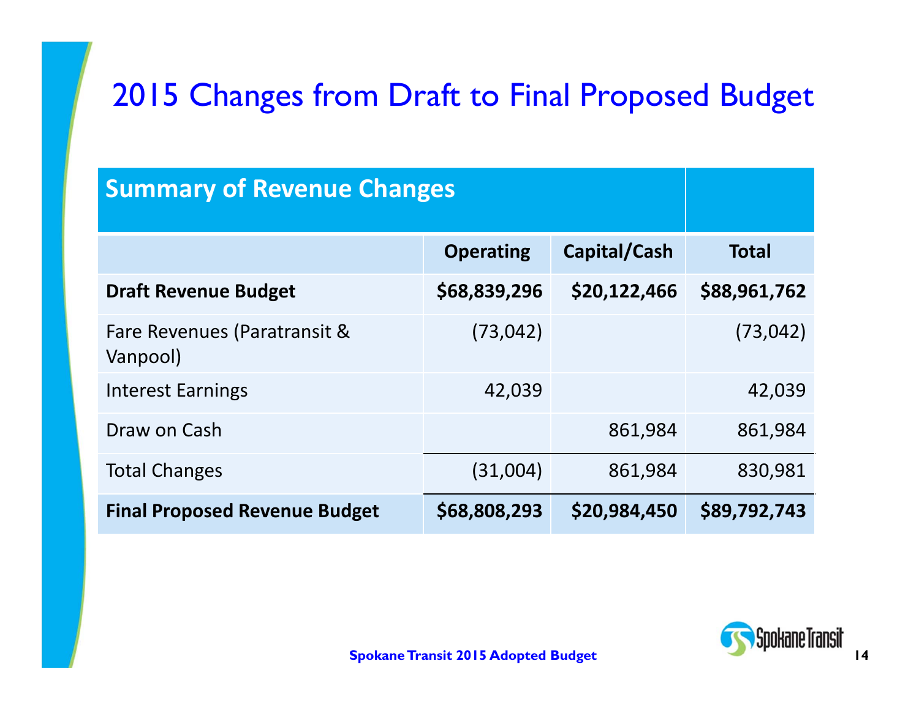# 2015 Changes from Draft to Final Proposed Budget

| Summary of Revenue Changes | | | |
|---|---|---|---|
| | **Operating** | **Capital/Cash** | **Total** |
| **Draft Revenue Budget** | **$68,839,296** | **$20,122,466** | **$88,961,762** |
| Fare Revenues (Paratransit & Vanpool) | (73,042) | | (73,042) |
| Interest Earnings | 42,039 | | 42,039 |
| Draw on Cash | | 861,984 | 861,984 |
| Total Changes | (31,004) | 861,984 | 830,981 |
| **Final Proposed Revenue Budget** | **$68,808,293** | **$20,984,450** | **$89,792,743** |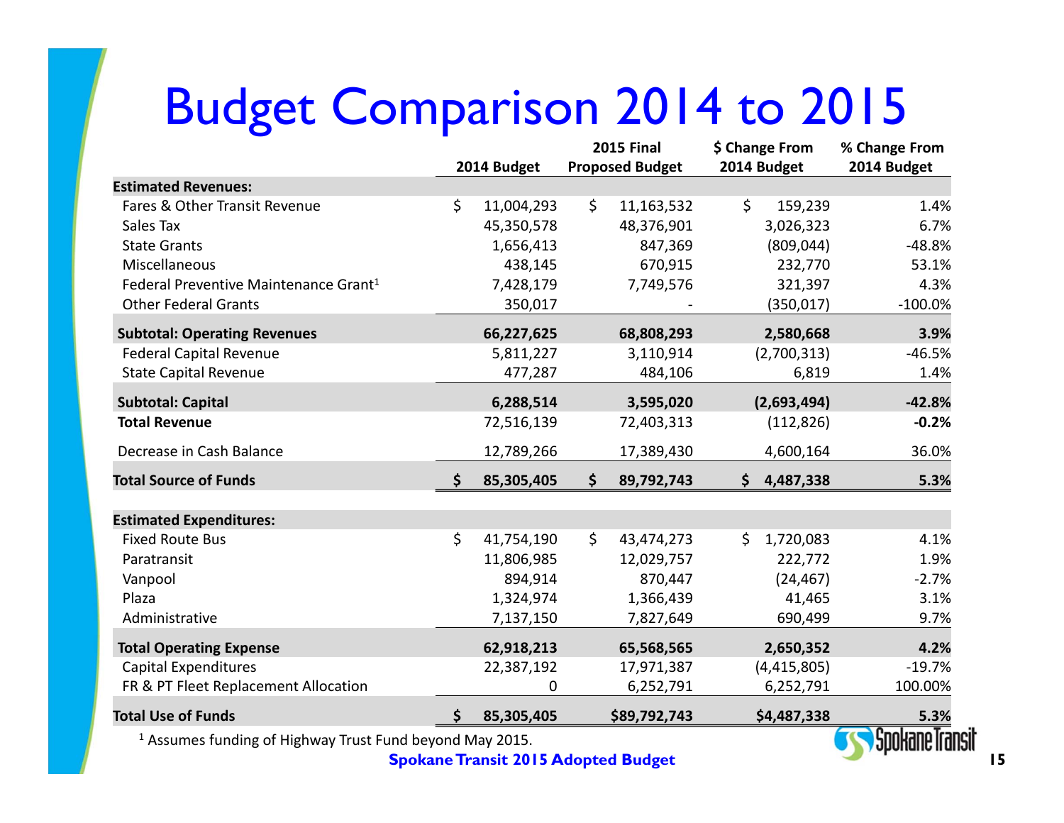# Budget Comparison 2014 to 2015

| | 2014 Budget | 2015 Final Proposed Budget | $ Change From 2014 Budget | % Change From 2014 Budget |
|---|---|---|---|---|
| **Estimated Revenues:** | | | | |
| Fares & Other Transit Revenue | $ 11,004,293 | $ 11,163,532 | $ 159,239 | 1.4% |
| Sales Tax | 45,350,578 | 48,376,901 | 3,026,323 | 6.7% |
| State Grants | 1,656,413 | 847,369 | (809,044) | -48.8% |
| Miscellaneous | 438,145 | 670,915 | 232,770 | 53.1% |
| Federal Preventive Maintenance Grant[1] | 7,428,179 | 7,749,576 | 321,397 | 4.3% |
| Other Federal Grants | 350,017 | - | (350,017) | -100.0% |
| **Subtotal: Operating Revenues** | **66,227,625** | **68,808,293** | **2,580,668** | **3.9%** |
| Federal Capital Revenue | 5,811,227 | 3,110,914 | (2,700,313) | -46.5% |
| State Capital Revenue | 477,287 | 484,106 | 6,819 | 1.4% |
| **Subtotal: Capital** | **6,288,514** | **3,595,020** | **(2,693,494)** | **-42.8%** |
| **Total Revenue** | 72,516,139 | 72,403,313 | (112,826) | **-0.2%** |
| Decrease in Cash Balance | 12,789,266 | 17,389,430 | 4,600,164 | 36.0% |
| **Total Source of Funds** | **$ 85,305,405** | **$ 89,792,743** | **$ 4,487,338** | **5.3%** |
| **Estimated Expenditures:** | | | | |
| Fixed Route Bus | $ 41,754,190 | $ 43,474,273 | $ 1,720,083 | 4.1% |
| Paratransit | 11,806,985 | 12,029,757 | 222,772 | 1.9% |
| Vanpool | 894,914 | 870,447 | (24,467) | -2.7% |
| Plaza | 1,324,974 | 1,366,439 | 41,465 | 3.1% |
| Administrative | 7,137,150 | 7,827,649 | 690,499 | 9.7% |
| **Total Operating Expense** | **62,918,213** | **65,568,565** | **2,650,352** | **4.2%** |
| Capital Expenditures | 22,387,192 | 17,971,387 | (4,415,805) | -19.7% |
| FR & PT Fleet Replacement Allocation | 0 | 6,252,791 | 6,252,791 | 100.00% |
| **Total Use of Funds** | **$ 85,305,405** | **$89,792,743** | **$4,487,338** | **5.3%** |

[1] Assumes funding of Highway Trust Fund beyond May 2015.

**Spokane Transit 2015 Adopted Budget**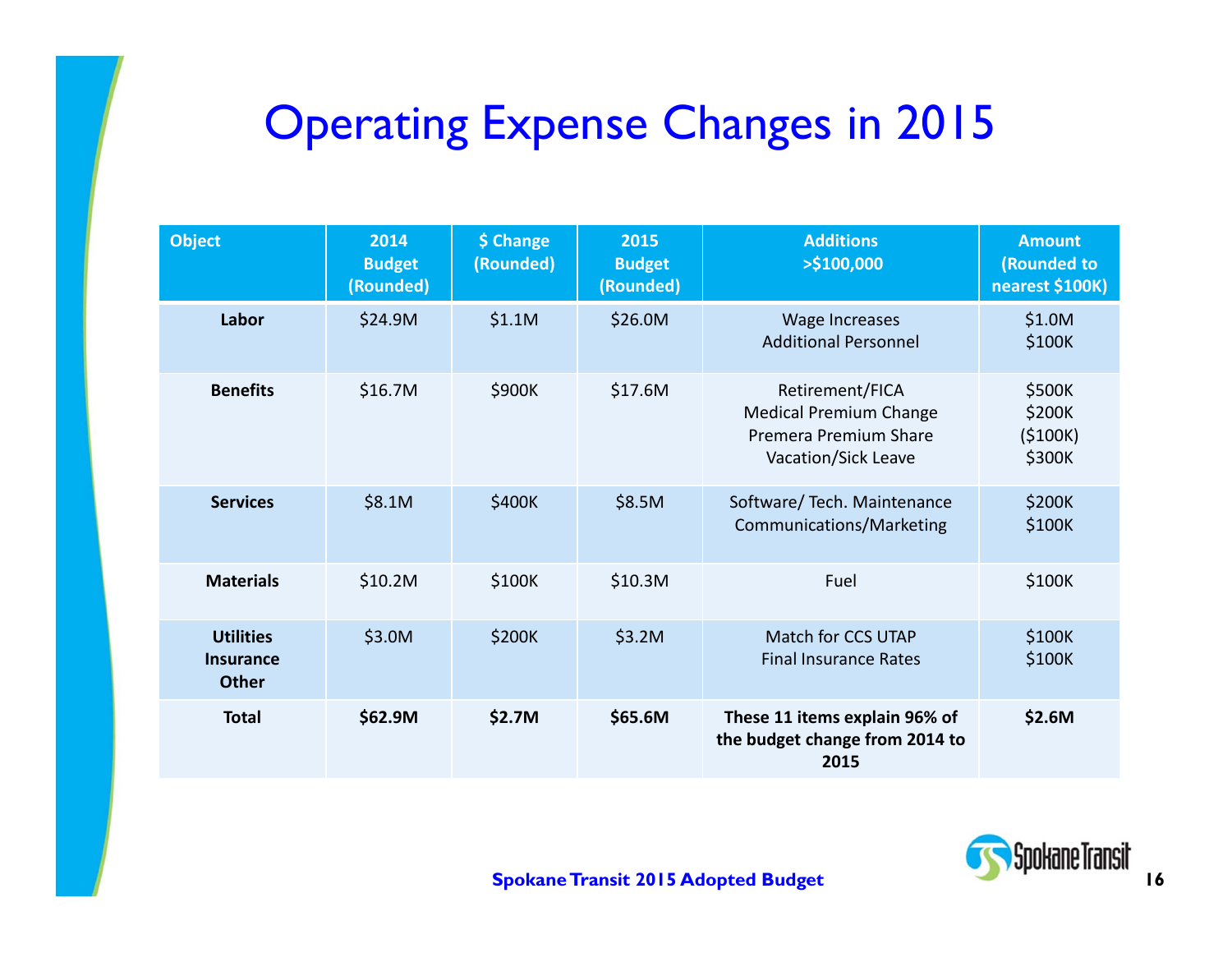# Operating Expense Changes in 2015

| Object | 2014 Budget (Rounded) | $ Change (Rounded) | 2015 Budget (Rounded) | Additions >$100,000 | Amount (Rounded to nearest $100K) |
|---|---|---|---|---|---|
| **Labor** | $24.9M | $1.1M | $26.0M | Wage Increases<br>Additional Personnel | $1.0M<br>$100K |
| **Benefits** | $16.7M | $900K | $17.6M | Retirement/FICA<br>Medical Premium Change<br>Premera Premium Share<br>Vacation/Sick Leave | $500K<br>$200K<br>($100K)<br>$300K |
| **Services** | $8.1M | $400K | $8.5M | Software/ Tech. Maintenance<br>Communications/Marketing | $200K<br>$100K |
| **Materials** | $10.2M | $100K | $10.3M | Fuel | $100K |
| **Utilities Insurance Other** | $3.0M | $200K | $3.2M | Match for CCS UTAP<br>Final Insurance Rates | $100K<br>$100K |
| **Total** | **$62.9M** | **$2.7M** | **$65.6M** | **These 11 items explain 96% of the budget change from 2014 to 2015** | **$2.6M** |

**Spokane Transit 2015 Adopted Budget**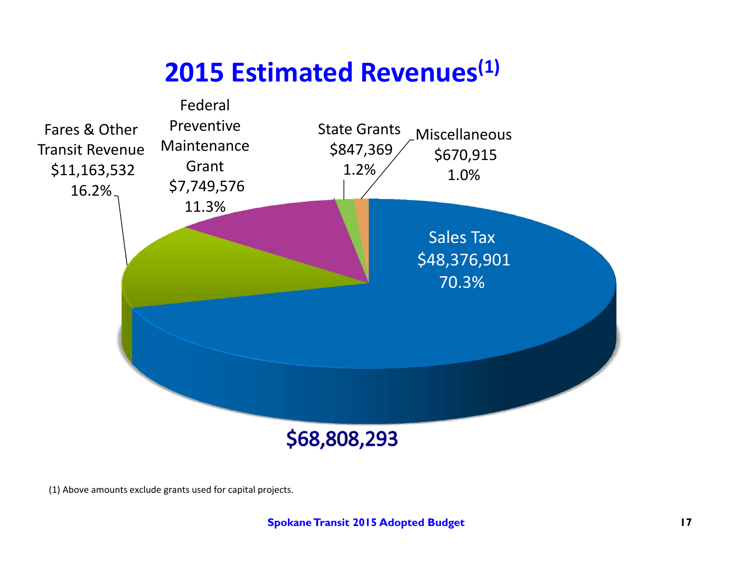# 2015 Estimated Revenues[1]

Fares & Other Transit Revenue
$11,163,532
16.2%

Federal Preventive Maintenance Grant
$7,749,576
11.3%

State Grants
$847,369
1.2%

Miscellaneous
$670,915
1.0%

Sales Tax
$48,376,901
70.3%

**$68,808,293**

(1) Above amounts exclude grants used for capital projects.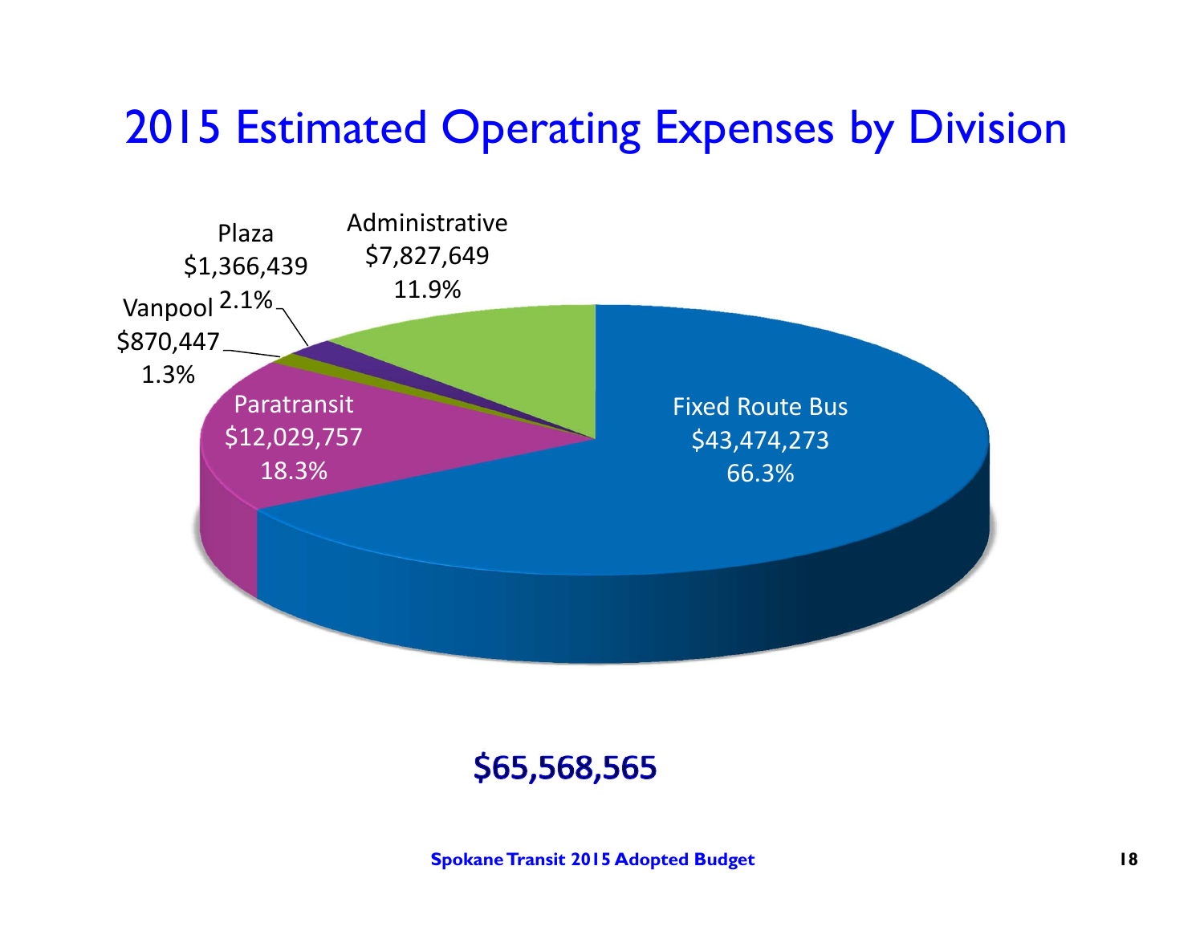# 2015 Estimated Operating Expenses by Division

Administrative
$7,827,649
11.9%

Plaza
$1,366,439
2.1%

Vanpool
$870,447
1.3%

Paratransit
$12,029,757
18.3%

Fixed Route Bus
$43,474,273
66.3%

**$65,568,565**

**Spokane Transit 2015 Adopted Budget**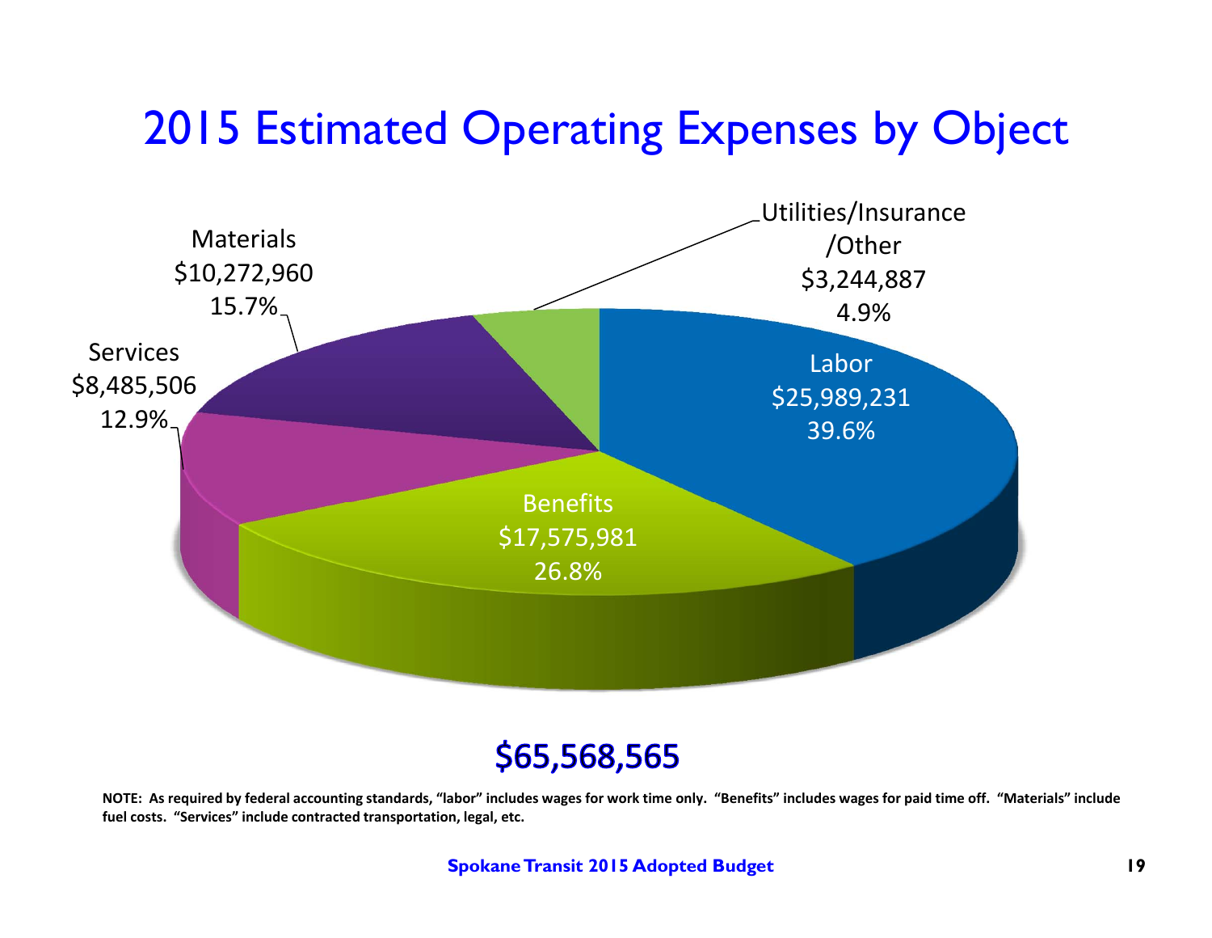# 2015 Estimated Operating Expenses by Object

| Category | Amount | Percent |
|---|---|---|
| Labor | $25,989,231 | 39.6% |
| Benefits | $17,575,981 | 26.8% |
| Services | $8,485,506 | 12.9% |
| Materials | $10,272,960 | 15.7% |
| Utilities/Insurance/Other | $3,244,887 | 4.9% |

**$65,568,565**

**NOTE: As required by federal accounting standards, "labor" includes wages for work time only. "Benefits" includes wages for paid time off. "Materials" include fuel costs. "Services" include contracted transportation, legal, etc.**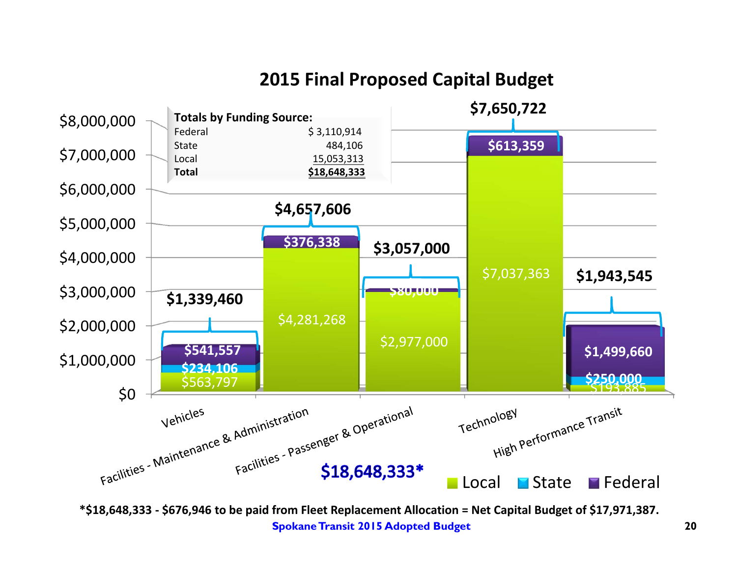# 2015 Final Proposed Capital Budget

**Totals by Funding Source:**

| | |
|---|---|
| Federal | $ 3,110,914 |
| State | 484,106 |
| Local | 15,053,313 |
| **Total** | **$18,648,333** |

| Category | Local | State | Federal | Total |
|---|---|---|---|---|
| Vehicles | $563,797 | $234,106 | $541,557 | $1,339,460 |
| Facilities - Maintenance & Administration | $4,281,268 | | $376,338 | $4,657,606 |
| Facilities - Passenger & Operational | $2,977,000 | | $80,000 | $3,057,000 |
| Technology | $7,037,363 | | $613,359 | $7,650,722 |
| High Performance Transit | $193,885 | $250,000 | $1,499,660 | $1,943,545 |

**$18,648,333***

**\*$18,648,333 - $676,946 to be paid from Fleet Replacement Allocation = Net Capital Budget of $17,971,387.**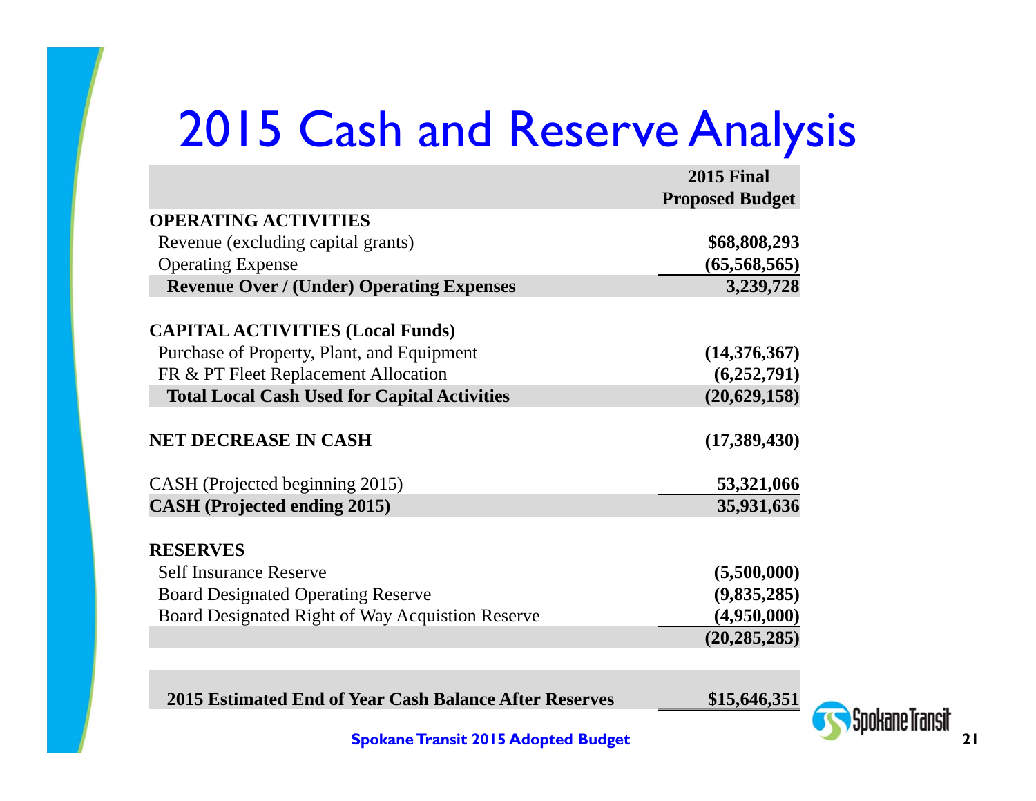# 2015 Cash and Reserve Analysis

| | 2015 Final Proposed Budget |
|---|---|
| **OPERATING ACTIVITIES** | |
| Revenue (excluding capital grants) | **$68,808,293** |
| Operating Expense | **(65,568,565)** |
| **Revenue Over / (Under) Operating Expenses** | **3,239,728** |
| | |
| **CAPITAL ACTIVITIES (Local Funds)** | |
| Purchase of Property, Plant, and Equipment | **(14,376,367)** |
| FR & PT Fleet Replacement Allocation | **(6,252,791)** |
| **Total Local Cash Used for Capital Activities** | **(20,629,158)** |
| | |
| **NET DECREASE IN CASH** | **(17,389,430)** |
| | |
| CASH (Projected beginning 2015) | **53,321,066** |
| **CASH (Projected ending 2015)** | **35,931,636** |
| | |
| **RESERVES** | |
| Self Insurance Reserve | **(5,500,000)** |
| Board Designated Operating Reserve | **(9,835,285)** |
| Board Designated Right of Way Acquistion Reserve | **(4,950,000)** |
| | **(20,285,285)** |
| | |
| **2015 Estimated End of Year Cash Balance After Reserves** | **$15,646,351** |

**Spokane Transit 2015 Adopted Budget**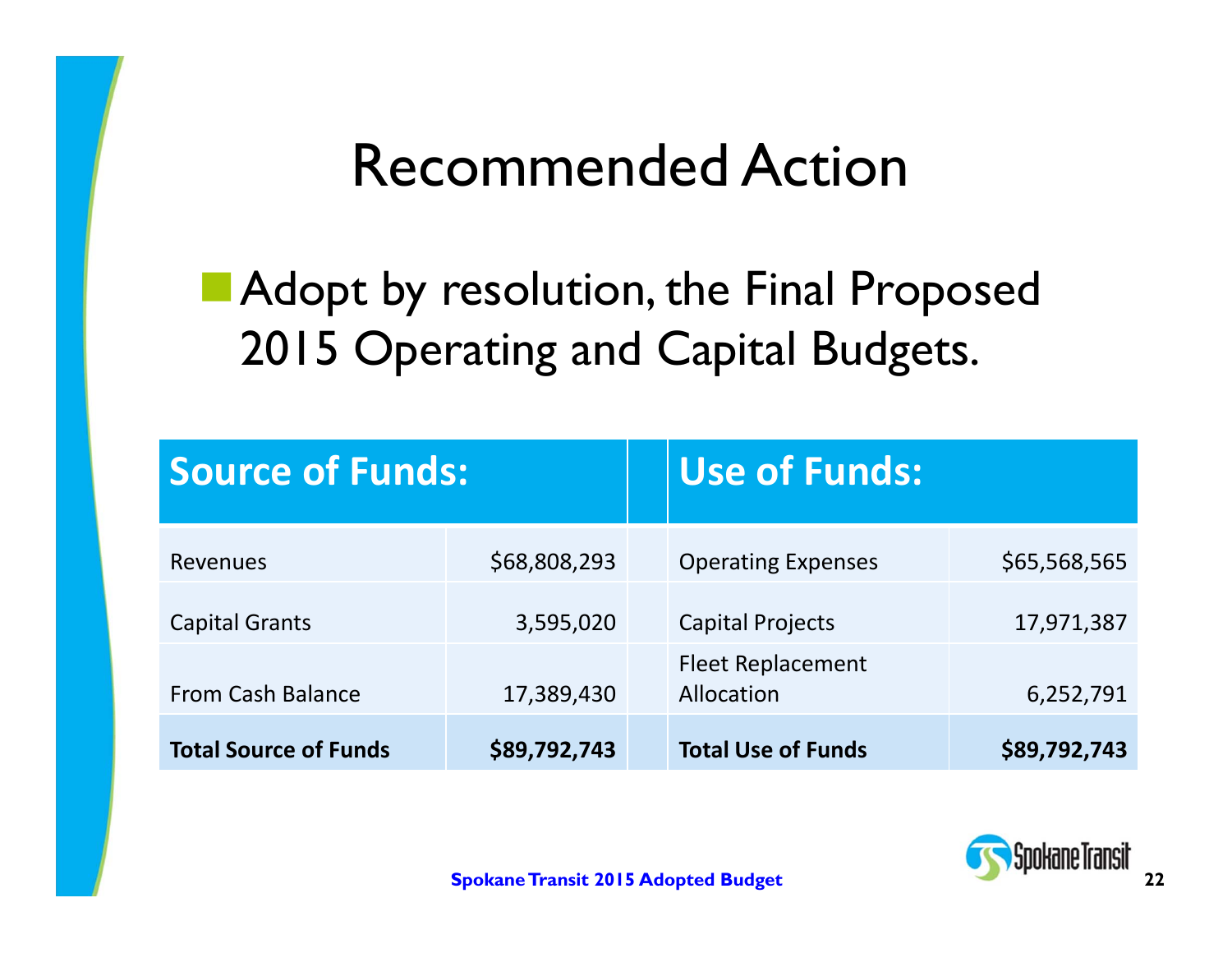# Recommended Action

- Adopt by resolution, the Final Proposed 2015 Operating and Capital Budgets.

| Source of Funds: | | | Use of Funds: | |
|---|---|---|---|---|
| Revenues | $68,808,293 | | Operating Expenses | $65,568,565 |
| Capital Grants | 3,595,020 | | Capital Projects | 17,971,387 |
| From Cash Balance | 17,389,430 | | Fleet Replacement Allocation | 6,252,791 |
| **Total Source of Funds** | **$89,792,743** | | **Total Use of Funds** | **$89,792,743** |

**Spokane Transit 2015 Adopted Budget**